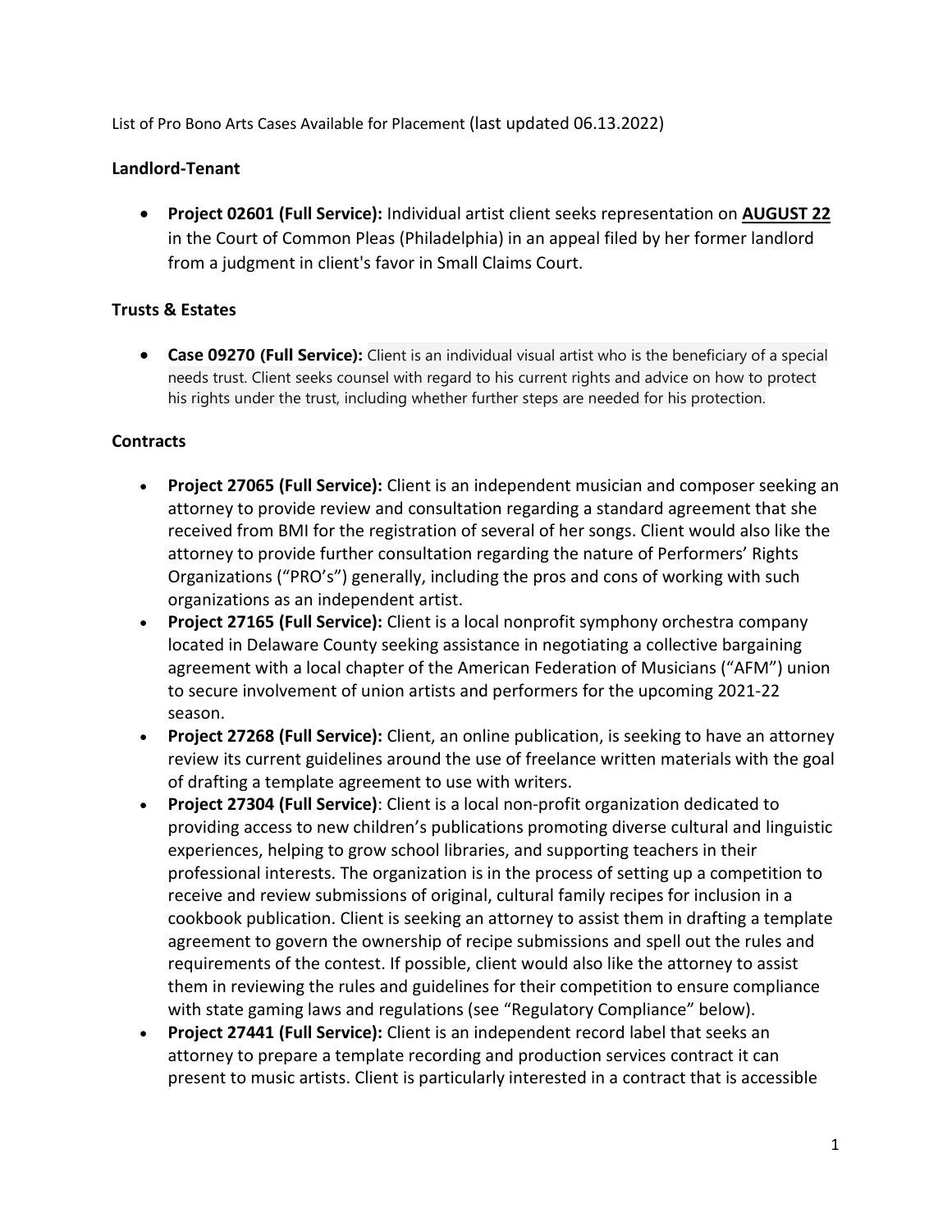List of Pro Bono Arts Cases Available for Placement (last updated 06.13.2022)

## Landlord-Tenant

- **Project 02601 (Full Service):** Individual artist client seeks representation on **AUGUST 22** in the Court of Common Pleas (Philadelphia) in an appeal filed by her former landlord from a judgment in client's favor in Small Claims Court.

## Trusts & Estates

- **Case 09270 (Full Service):** Client is an individual visual artist who is the beneficiary of a special needs trust. Client seeks counsel with regard to his current rights and advice on how to protect his rights under the trust, including whether further steps are needed for his protection.

## Contracts

- **Project 27065 (Full Service):** Client is an independent musician and composer seeking an attorney to provide review and consultation regarding a standard agreement that she received from BMI for the registration of several of her songs. Client would also like the attorney to provide further consultation regarding the nature of Performers' Rights Organizations ("PRO's") generally, including the pros and cons of working with such organizations as an independent artist.
- **Project 27165 (Full Service):** Client is a local nonprofit symphony orchestra company located in Delaware County seeking assistance in negotiating a collective bargaining agreement with a local chapter of the American Federation of Musicians ("AFM") union to secure involvement of union artists and performers for the upcoming 2021-22 season.
- **Project 27268 (Full Service):** Client, an online publication, is seeking to have an attorney review its current guidelines around the use of freelance written materials with the goal of drafting a template agreement to use with writers.
- **Project 27304 (Full Service)**: Client is a local non-profit organization dedicated to providing access to new children's publications promoting diverse cultural and linguistic experiences, helping to grow school libraries, and supporting teachers in their professional interests. The organization is in the process of setting up a competition to receive and review submissions of original, cultural family recipes for inclusion in a cookbook publication. Client is seeking an attorney to assist them in drafting a template agreement to govern the ownership of recipe submissions and spell out the rules and requirements of the contest. If possible, client would also like the attorney to assist them in reviewing the rules and guidelines for their competition to ensure compliance with state gaming laws and regulations (see "Regulatory Compliance" below).
- **Project 27441 (Full Service):** Client is an independent record label that seeks an attorney to prepare a template recording and production services contract it can present to music artists. Client is particularly interested in a contract that is accessible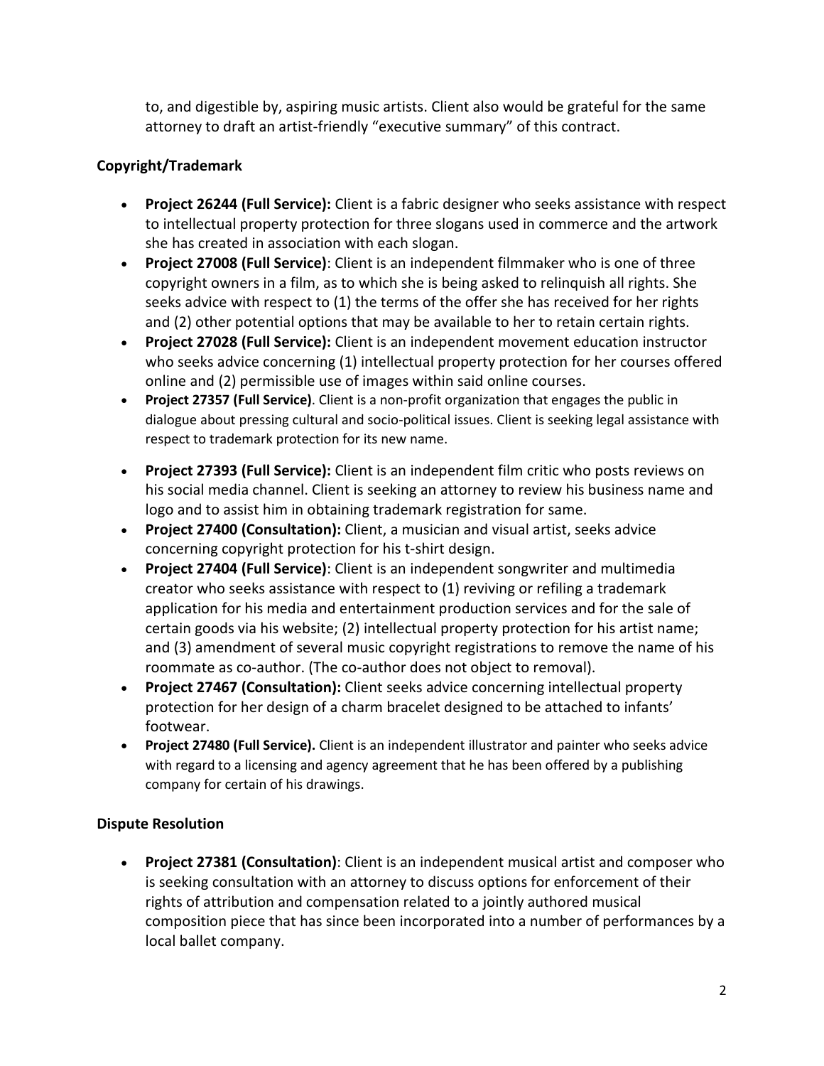to, and digestible by, aspiring music artists. Client also would be grateful for the same attorney to draft an artist-friendly "executive summary" of this contract.

**Copyright/Trademark**

- **Project 26244 (Full Service):** Client is a fabric designer who seeks assistance with respect to intellectual property protection for three slogans used in commerce and the artwork she has created in association with each slogan.
- **Project 27008 (Full Service)**: Client is an independent filmmaker who is one of three copyright owners in a film, as to which she is being asked to relinquish all rights. She seeks advice with respect to (1) the terms of the offer she has received for her rights and (2) other potential options that may be available to her to retain certain rights.
- **Project 27028 (Full Service):** Client is an independent movement education instructor who seeks advice concerning (1) intellectual property protection for her courses offered online and (2) permissible use of images within said online courses.
- **Project 27357 (Full Service)**. Client is a non-profit organization that engages the public in dialogue about pressing cultural and socio-political issues. Client is seeking legal assistance with respect to trademark protection for its new name.
- **Project 27393 (Full Service):** Client is an independent film critic who posts reviews on his social media channel. Client is seeking an attorney to review his business name and logo and to assist him in obtaining trademark registration for same.
- **Project 27400 (Consultation):** Client, a musician and visual artist, seeks advice concerning copyright protection for his t-shirt design.
- **Project 27404 (Full Service)**: Client is an independent songwriter and multimedia creator who seeks assistance with respect to (1) reviving or refiling a trademark application for his media and entertainment production services and for the sale of certain goods via his website; (2) intellectual property protection for his artist name; and (3) amendment of several music copyright registrations to remove the name of his roommate as co-author. (The co-author does not object to removal).
- **Project 27467 (Consultation):** Client seeks advice concerning intellectual property protection for her design of a charm bracelet designed to be attached to infants' footwear.
- **Project 27480 (Full Service).** Client is an independent illustrator and painter who seeks advice with regard to a licensing and agency agreement that he has been offered by a publishing company for certain of his drawings.

**Dispute Resolution**

- **Project 27381 (Consultation)**: Client is an independent musical artist and composer who is seeking consultation with an attorney to discuss options for enforcement of their rights of attribution and compensation related to a jointly authored musical composition piece that has since been incorporated into a number of performances by a local ballet company.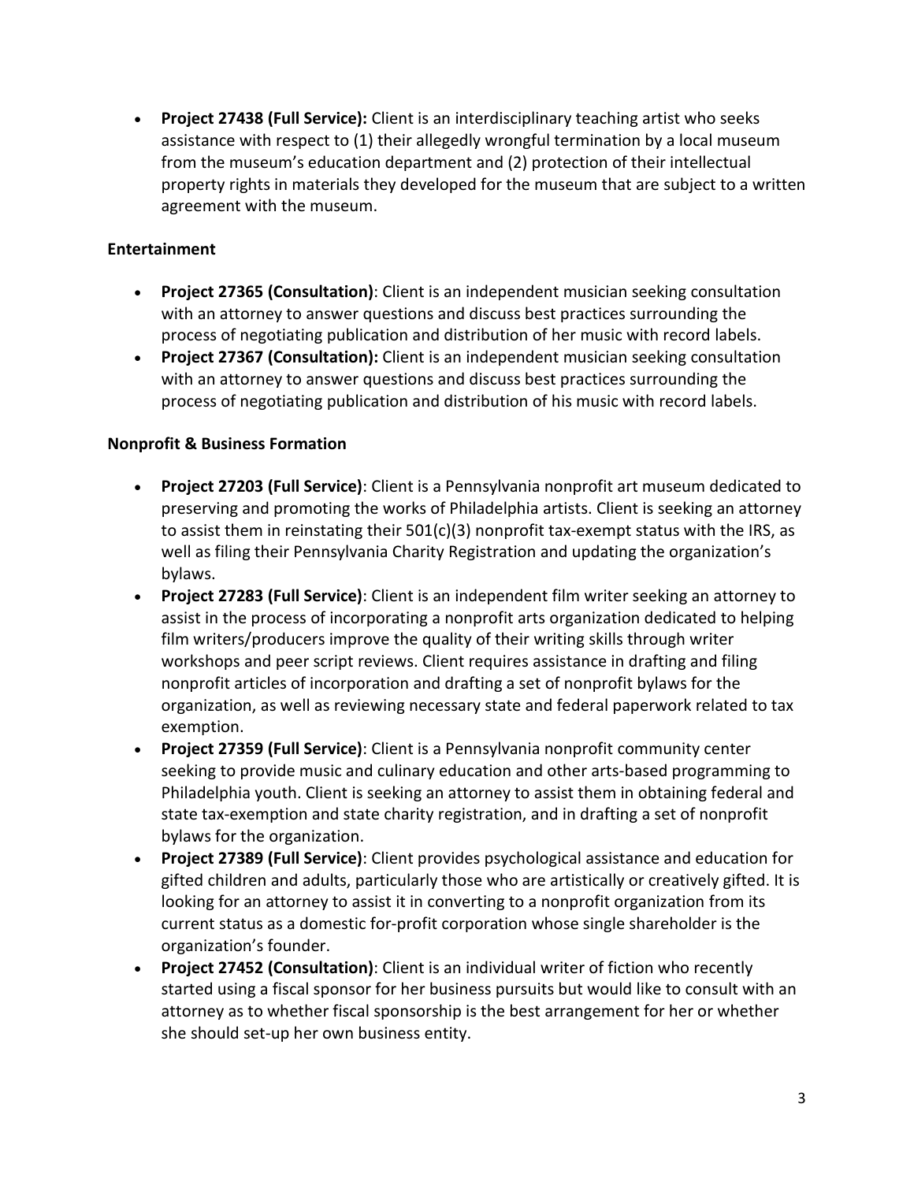- **Project 27438 (Full Service):** Client is an interdisciplinary teaching artist who seeks assistance with respect to (1) their allegedly wrongful termination by a local museum from the museum's education department and (2) protection of their intellectual property rights in materials they developed for the museum that are subject to a written agreement with the museum.

### Entertainment

- **Project 27365 (Consultation)**: Client is an independent musician seeking consultation with an attorney to answer questions and discuss best practices surrounding the process of negotiating publication and distribution of her music with record labels.
- **Project 27367 (Consultation):** Client is an independent musician seeking consultation with an attorney to answer questions and discuss best practices surrounding the process of negotiating publication and distribution of his music with record labels.

### Nonprofit & Business Formation

- **Project 27203 (Full Service)**: Client is a Pennsylvania nonprofit art museum dedicated to preserving and promoting the works of Philadelphia artists. Client is seeking an attorney to assist them in reinstating their 501(c)(3) nonprofit tax-exempt status with the IRS, as well as filing their Pennsylvania Charity Registration and updating the organization's bylaws.
- **Project 27283 (Full Service)**: Client is an independent film writer seeking an attorney to assist in the process of incorporating a nonprofit arts organization dedicated to helping film writers/producers improve the quality of their writing skills through writer workshops and peer script reviews. Client requires assistance in drafting and filing nonprofit articles of incorporation and drafting a set of nonprofit bylaws for the organization, as well as reviewing necessary state and federal paperwork related to tax exemption.
- **Project 27359 (Full Service)**: Client is a Pennsylvania nonprofit community center seeking to provide music and culinary education and other arts-based programming to Philadelphia youth. Client is seeking an attorney to assist them in obtaining federal and state tax-exemption and state charity registration, and in drafting a set of nonprofit bylaws for the organization.
- **Project 27389 (Full Service)**: Client provides psychological assistance and education for gifted children and adults, particularly those who are artistically or creatively gifted. It is looking for an attorney to assist it in converting to a nonprofit organization from its current status as a domestic for-profit corporation whose single shareholder is the organization's founder.
- **Project 27452 (Consultation)**: Client is an individual writer of fiction who recently started using a fiscal sponsor for her business pursuits but would like to consult with an attorney as to whether fiscal sponsorship is the best arrangement for her or whether she should set-up her own business entity.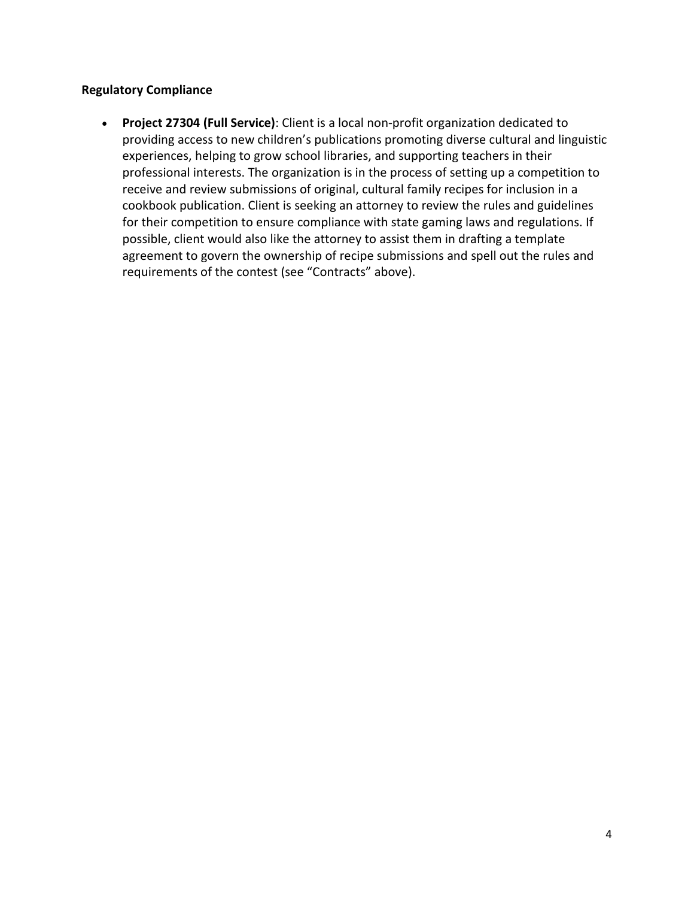**Regulatory Compliance**

- **Project 27304 (Full Service)**: Client is a local non-profit organization dedicated to providing access to new children's publications promoting diverse cultural and linguistic experiences, helping to grow school libraries, and supporting teachers in their professional interests. The organization is in the process of setting up a competition to receive and review submissions of original, cultural family recipes for inclusion in a cookbook publication. Client is seeking an attorney to review the rules and guidelines for their competition to ensure compliance with state gaming laws and regulations. If possible, client would also like the attorney to assist them in drafting a template agreement to govern the ownership of recipe submissions and spell out the rules and requirements of the contest (see "Contracts" above).